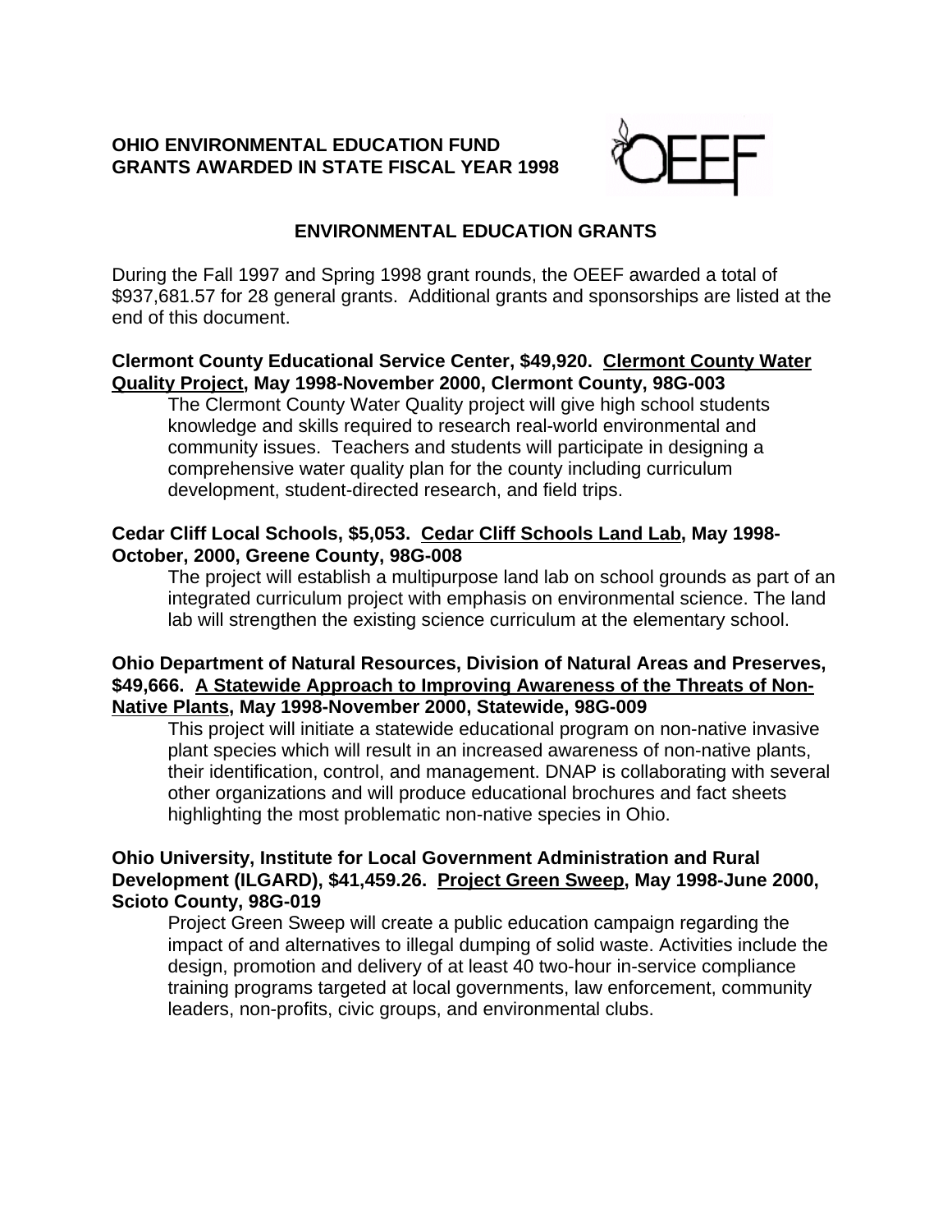**OHIO ENVIRONMENTAL EDUCATION FUND**
**GRANTS AWARDED IN STATE FISCAL YEAR 1998**

## ENVIRONMENTAL EDUCATION GRANTS

During the Fall 1997 and Spring 1998 grant rounds, the OEEF awarded a total of $937,681.57 for 28 general grants. Additional grants and sponsorships are listed at the end of this document.

**Clermont County Educational Service Center, $49,920. <u>Clermont County Water Quality Project</u>, May 1998-November 2000, Clermont County, 98G-003**

The Clermont County Water Quality project will give high school students knowledge and skills required to research real-world environmental and community issues. Teachers and students will participate in designing a comprehensive water quality plan for the county including curriculum development, student-directed research, and field trips.

**Cedar Cliff Local Schools, $5,053. <u>Cedar Cliff Schools Land Lab</u>, May 1998-October, 2000, Greene County, 98G-008**

The project will establish a multipurpose land lab on school grounds as part of an integrated curriculum project with emphasis on environmental science. The land lab will strengthen the existing science curriculum at the elementary school.

**Ohio Department of Natural Resources, Division of Natural Areas and Preserves, $49,666. <u>A Statewide Approach to Improving Awareness of the Threats of Non-Native Plants</u>, May 1998-November 2000, Statewide, 98G-009**

This project will initiate a statewide educational program on non-native invasive plant species which will result in an increased awareness of non-native plants, their identification, control, and management. DNAP is collaborating with several other organizations and will produce educational brochures and fact sheets highlighting the most problematic non-native species in Ohio.

**Ohio University, Institute for Local Government Administration and Rural Development (ILGARD), $41,459.26. <u>Project Green Sweep</u>, May 1998-June 2000, Scioto County, 98G-019**

Project Green Sweep will create a public education campaign regarding the impact of and alternatives to illegal dumping of solid waste. Activities include the design, promotion and delivery of at least 40 two-hour in-service compliance training programs targeted at local governments, law enforcement, community leaders, non-profits, civic groups, and environmental clubs.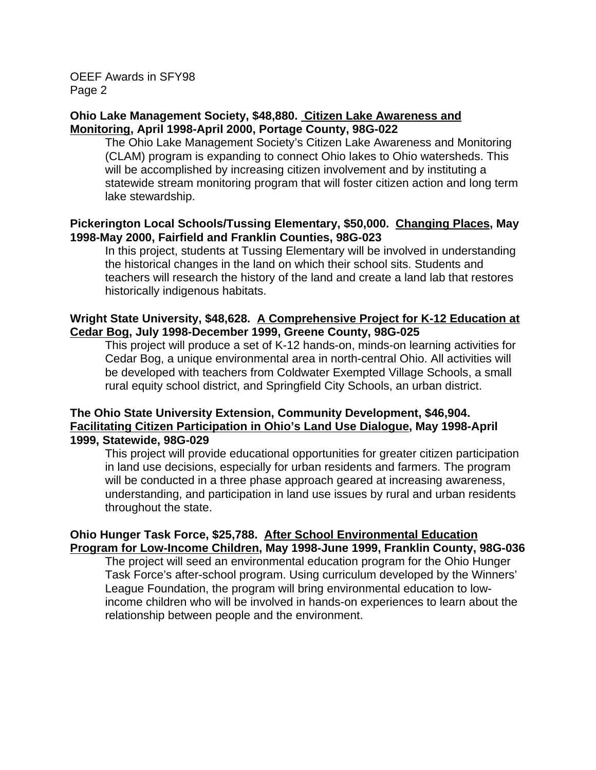**Ohio Lake Management Society, $48,880. Citizen Lake Awareness and Monitoring, April 1998-April 2000, Portage County, 98G-022**

The Ohio Lake Management Society's Citizen Lake Awareness and Monitoring (CLAM) program is expanding to connect Ohio lakes to Ohio watersheds. This will be accomplished by increasing citizen involvement and by instituting a statewide stream monitoring program that will foster citizen action and long term lake stewardship.

**Pickerington Local Schools/Tussing Elementary, $50,000. Changing Places, May 1998-May 2000, Fairfield and Franklin Counties, 98G-023**

In this project, students at Tussing Elementary will be involved in understanding the historical changes in the land on which their school sits. Students and teachers will research the history of the land and create a land lab that restores historically indigenous habitats.

**Wright State University, $48,628. A Comprehensive Project for K-12 Education at Cedar Bog, July 1998-December 1999, Greene County, 98G-025**

This project will produce a set of K-12 hands-on, minds-on learning activities for Cedar Bog, a unique environmental area in north-central Ohio. All activities will be developed with teachers from Coldwater Exempted Village Schools, a small rural equity school district, and Springfield City Schools, an urban district.

**The Ohio State University Extension, Community Development, $46,904. Facilitating Citizen Participation in Ohio's Land Use Dialogue, May 1998-April 1999, Statewide, 98G-029**

This project will provide educational opportunities for greater citizen participation in land use decisions, especially for urban residents and farmers. The program will be conducted in a three phase approach geared at increasing awareness, understanding, and participation in land use issues by rural and urban residents throughout the state.

**Ohio Hunger Task Force, $25,788. After School Environmental Education Program for Low-Income Children, May 1998-June 1999, Franklin County, 98G-036**

The project will seed an environmental education program for the Ohio Hunger Task Force's after-school program. Using curriculum developed by the Winners' League Foundation, the program will bring environmental education to low-income children who will be involved in hands-on experiences to learn about the relationship between people and the environment.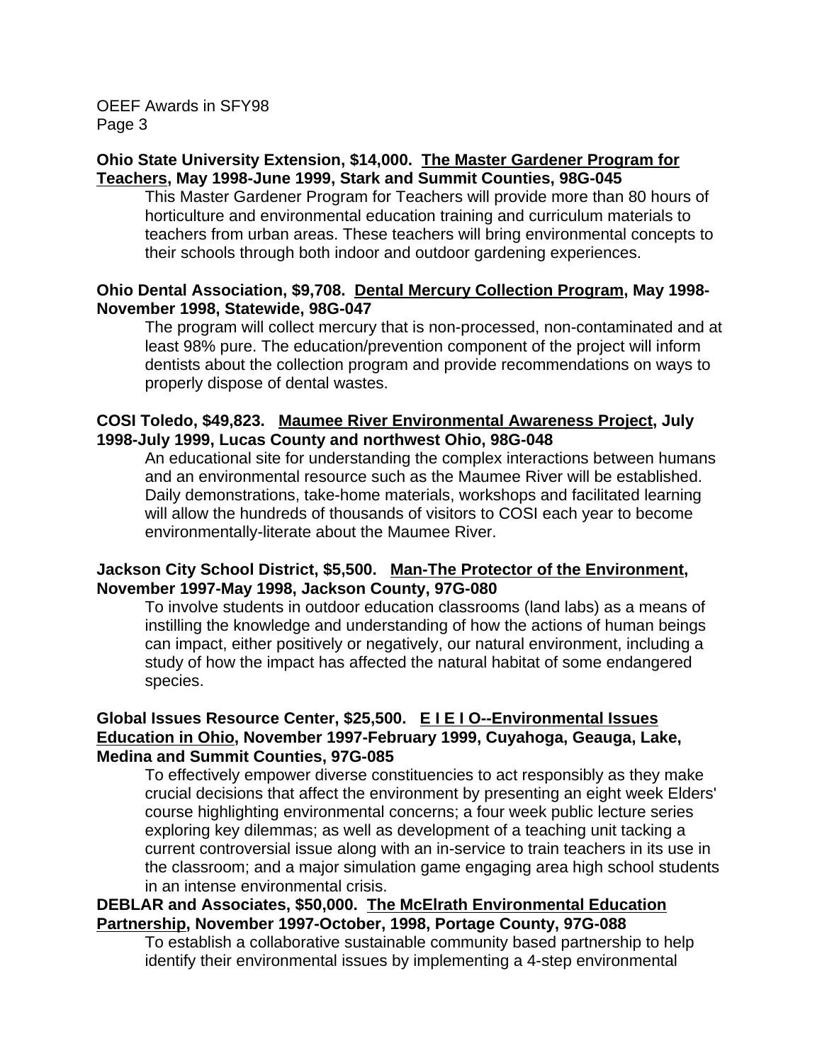**Ohio State University Extension, $14,000. The Master Gardener Program for Teachers, May 1998-June 1999, Stark and Summit Counties, 98G-045**

This Master Gardener Program for Teachers will provide more than 80 hours of horticulture and environmental education training and curriculum materials to teachers from urban areas. These teachers will bring environmental concepts to their schools through both indoor and outdoor gardening experiences.

**Ohio Dental Association, $9,708. Dental Mercury Collection Program, May 1998-November 1998, Statewide, 98G-047**

The program will collect mercury that is non-processed, non-contaminated and at least 98% pure. The education/prevention component of the project will inform dentists about the collection program and provide recommendations on ways to properly dispose of dental wastes.

**COSI Toledo, $49,823. Maumee River Environmental Awareness Project, July 1998-July 1999, Lucas County and northwest Ohio, 98G-048**

An educational site for understanding the complex interactions between humans and an environmental resource such as the Maumee River will be established. Daily demonstrations, take-home materials, workshops and facilitated learning will allow the hundreds of thousands of visitors to COSI each year to become environmentally-literate about the Maumee River.

**Jackson City School District, $5,500. Man-The Protector of the Environment, November 1997-May 1998, Jackson County, 97G-080**

To involve students in outdoor education classrooms (land labs) as a means of instilling the knowledge and understanding of how the actions of human beings can impact, either positively or negatively, our natural environment, including a study of how the impact has affected the natural habitat of some endangered species.

**Global Issues Resource Center, $25,500. E I E I O--Environmental Issues Education in Ohio, November 1997-February 1999, Cuyahoga, Geauga, Lake, Medina and Summit Counties, 97G-085**

To effectively empower diverse constituencies to act responsibly as they make crucial decisions that affect the environment by presenting an eight week Elders' course highlighting environmental concerns; a four week public lecture series exploring key dilemmas; as well as development of a teaching unit tacking a current controversial issue along with an in-service to train teachers in its use in the classroom; and a major simulation game engaging area high school students in an intense environmental crisis.

**DEBLAR and Associates, $50,000. The McElrath Environmental Education Partnership, November 1997-October, 1998, Portage County, 97G-088**

To establish a collaborative sustainable community based partnership to help identify their environmental issues by implementing a 4-step environmental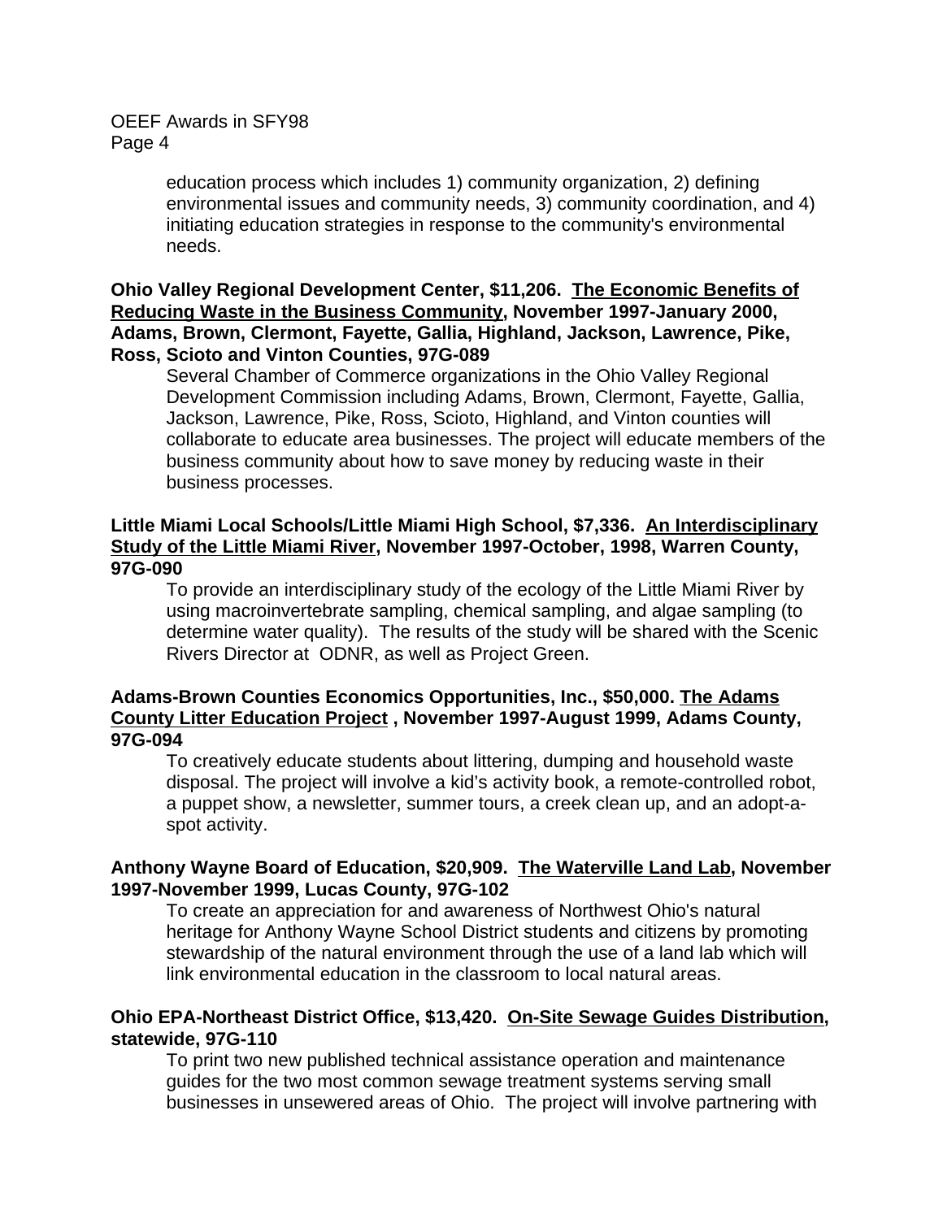education process which includes 1) community organization, 2) defining environmental issues and community needs, 3) community coordination, and 4) initiating education strategies in response to the community's environmental needs.

**Ohio Valley Regional Development Center, $11,206. <u>The Economic Benefits of Reducing Waste in the Business Community</u>, November 1997-January 2000, Adams, Brown, Clermont, Fayette, Gallia, Highland, Jackson, Lawrence, Pike, Ross, Scioto and Vinton Counties, 97G-089**

Several Chamber of Commerce organizations in the Ohio Valley Regional Development Commission including Adams, Brown, Clermont, Fayette, Gallia, Jackson, Lawrence, Pike, Ross, Scioto, Highland, and Vinton counties will collaborate to educate area businesses. The project will educate members of the business community about how to save money by reducing waste in their business processes.

**Little Miami Local Schools/Little Miami High School, $7,336. <u>An Interdisciplinary Study of the Little Miami River</u>, November 1997-October, 1998, Warren County, 97G-090**

To provide an interdisciplinary study of the ecology of the Little Miami River by using macroinvertebrate sampling, chemical sampling, and algae sampling (to determine water quality). The results of the study will be shared with the Scenic Rivers Director at ODNR, as well as Project Green.

**Adams-Brown Counties Economics Opportunities, Inc., $50,000. <u>The Adams County Litter Education Project</u> , November 1997-August 1999, Adams County, 97G-094**

To creatively educate students about littering, dumping and household waste disposal. The project will involve a kid's activity book, a remote-controlled robot, a puppet show, a newsletter, summer tours, a creek clean up, and an adopt-a-spot activity.

**Anthony Wayne Board of Education, $20,909. <u>The Waterville Land Lab</u>, November 1997-November 1999, Lucas County, 97G-102**

To create an appreciation for and awareness of Northwest Ohio's natural heritage for Anthony Wayne School District students and citizens by promoting stewardship of the natural environment through the use of a land lab which will link environmental education in the classroom to local natural areas.

**Ohio EPA-Northeast District Office, $13,420. <u>On-Site Sewage Guides Distribution</u>, statewide, 97G-110**

To print two new published technical assistance operation and maintenance guides for the two most common sewage treatment systems serving small businesses in unsewered areas of Ohio. The project will involve partnering with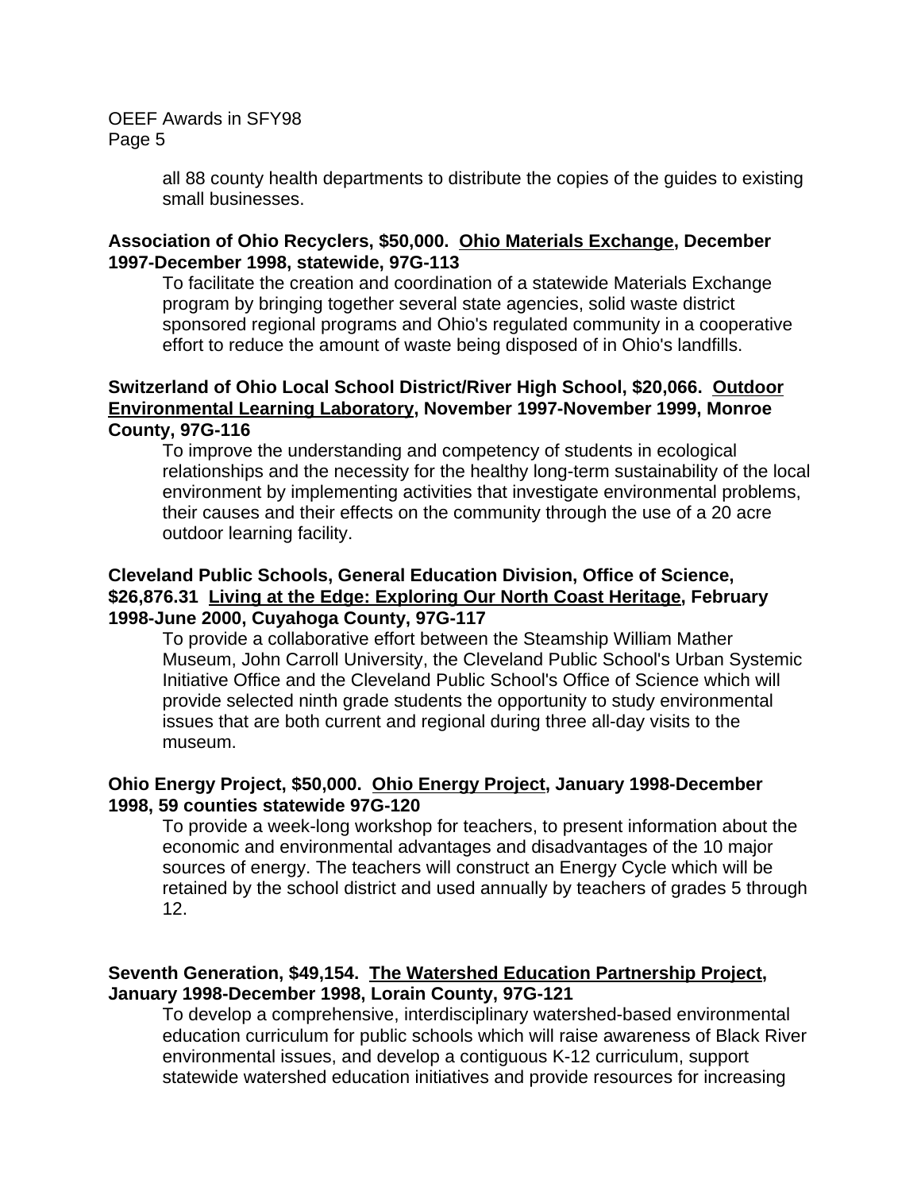all 88 county health departments to distribute the copies of the guides to existing small businesses.

**Association of Ohio Recyclers, $50,000. <u>Ohio Materials Exchange</u>, December 1997-December 1998, statewide, 97G-113**

To facilitate the creation and coordination of a statewide Materials Exchange program by bringing together several state agencies, solid waste district sponsored regional programs and Ohio's regulated community in a cooperative effort to reduce the amount of waste being disposed of in Ohio's landfills.

**Switzerland of Ohio Local School District/River High School, $20,066. <u>Outdoor Environmental Learning Laboratory</u>, November 1997-November 1999, Monroe County, 97G-116**

To improve the understanding and competency of students in ecological relationships and the necessity for the healthy long-term sustainability of the local environment by implementing activities that investigate environmental problems, their causes and their effects on the community through the use of a 20 acre outdoor learning facility.

**Cleveland Public Schools, General Education Division, Office of Science, $26,876.31 <u>Living at the Edge: Exploring Our North Coast Heritage</u>, February 1998-June 2000, Cuyahoga County, 97G-117**

To provide a collaborative effort between the Steamship William Mather Museum, John Carroll University, the Cleveland Public School's Urban Systemic Initiative Office and the Cleveland Public School's Office of Science which will provide selected ninth grade students the opportunity to study environmental issues that are both current and regional during three all-day visits to the museum.

**Ohio Energy Project, $50,000. <u>Ohio Energy Project</u>, January 1998-December 1998, 59 counties statewide 97G-120**

To provide a week-long workshop for teachers, to present information about the economic and environmental advantages and disadvantages of the 10 major sources of energy. The teachers will construct an Energy Cycle which will be retained by the school district and used annually by teachers of grades 5 through 12.

**Seventh Generation, $49,154. <u>The Watershed Education Partnership Project</u>, January 1998-December 1998, Lorain County, 97G-121**

To develop a comprehensive, interdisciplinary watershed-based environmental education curriculum for public schools which will raise awareness of Black River environmental issues, and develop a contiguous K-12 curriculum, support statewide watershed education initiatives and provide resources for increasing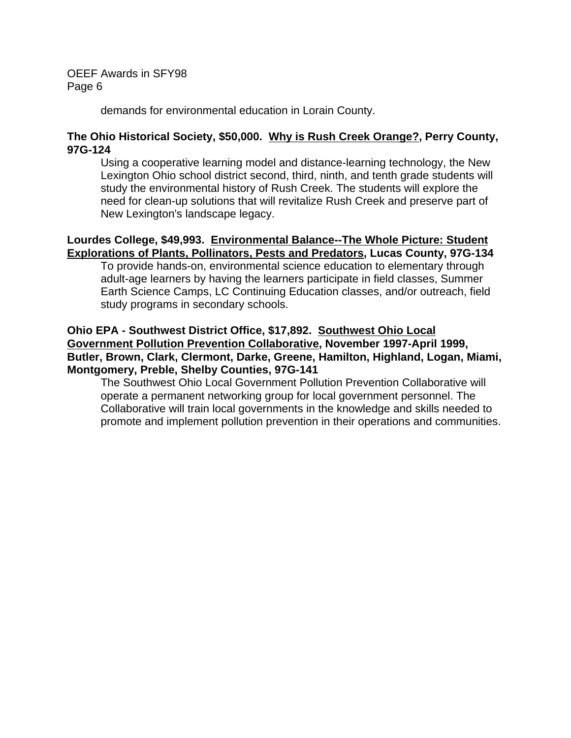demands for environmental education in Lorain County.

**The Ohio Historical Society, $50,000. <u>Why is Rush Creek Orange?</u>, Perry County, 97G-124**

Using a cooperative learning model and distance-learning technology, the New Lexington Ohio school district second, third, ninth, and tenth grade students will study the environmental history of Rush Creek. The students will explore the need for clean-up solutions that will revitalize Rush Creek and preserve part of New Lexington's landscape legacy.

**Lourdes College, $49,993. <u>Environmental Balance--The Whole Picture: Student Explorations of Plants, Pollinators, Pests and Predators</u>, Lucas County, 97G-134**

To provide hands-on, environmental science education to elementary through adult-age learners by having the learners participate in field classes, Summer Earth Science Camps, LC Continuing Education classes, and/or outreach, field study programs in secondary schools.

**Ohio EPA - Southwest District Office, $17,892. <u>Southwest Ohio Local Government Pollution Prevention Collaborative</u>, November 1997-April 1999, Butler, Brown, Clark, Clermont, Darke, Greene, Hamilton, Highland, Logan, Miami, Montgomery, Preble, Shelby Counties, 97G-141**

The Southwest Ohio Local Government Pollution Prevention Collaborative will operate a permanent networking group for local government personnel. The Collaborative will train local governments in the knowledge and skills needed to promote and implement pollution prevention in their operations and communities.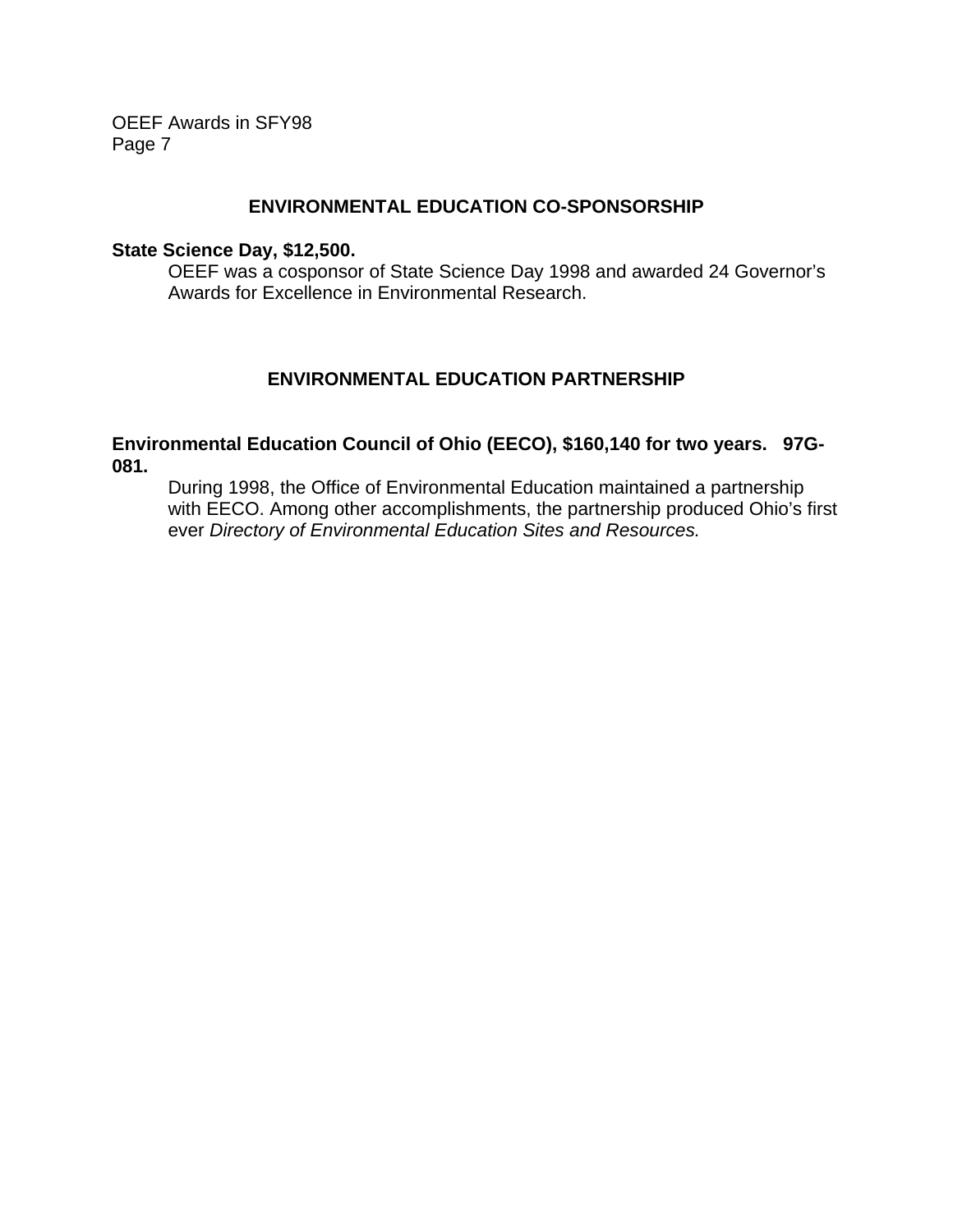## ENVIRONMENTAL EDUCATION CO-SPONSORSHIP

**State Science Day, $12,500.**

OEEF was a cosponsor of State Science Day 1998 and awarded 24 Governor's Awards for Excellence in Environmental Research.

## ENVIRONMENTAL EDUCATION PARTNERSHIP

**Environmental Education Council of Ohio (EECO), $160,140 for two years. 97G-081.**

During 1998, the Office of Environmental Education maintained a partnership with EECO. Among other accomplishments, the partnership produced Ohio's first ever *Directory of Environmental Education Sites and Resources.*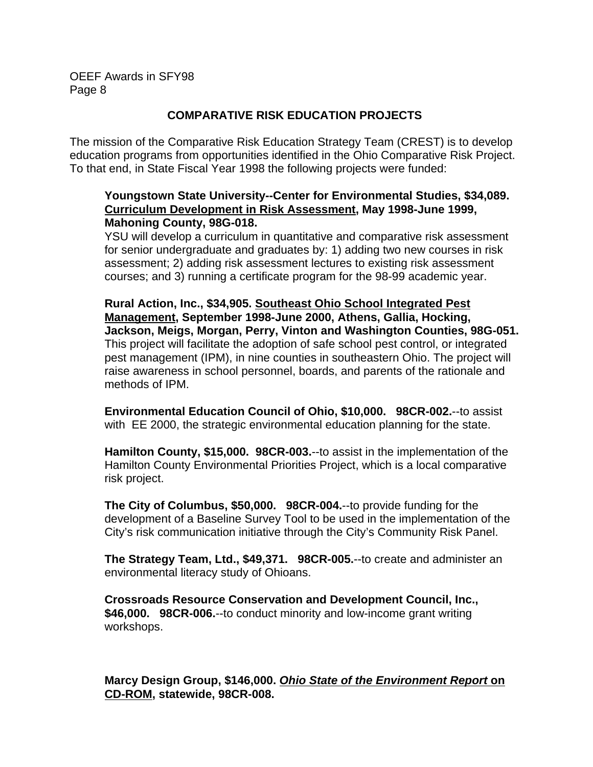## COMPARATIVE RISK EDUCATION PROJECTS

The mission of the Comparative Risk Education Strategy Team (CREST) is to develop education programs from opportunities identified in the Ohio Comparative Risk Project. To that end, in State Fiscal Year 1998 the following projects were funded:

**Youngstown State University--Center for Environmental Studies, $34,089. Curriculum Development in Risk Assessment, May 1998-June 1999, Mahoning County, 98G-018.**
YSU will develop a curriculum in quantitative and comparative risk assessment for senior undergraduate and graduates by: 1) adding two new courses in risk assessment; 2) adding risk assessment lectures to existing risk assessment courses; and 3) running a certificate program for the 98-99 academic year.

**Rural Action, Inc., $34,905. Southeast Ohio School Integrated Pest Management, September 1998-June 2000, Athens, Gallia, Hocking, Jackson, Meigs, Morgan, Perry, Vinton and Washington Counties, 98G-051.**
This project will facilitate the adoption of safe school pest control, or integrated pest management (IPM), in nine counties in southeastern Ohio. The project will raise awareness in school personnel, boards, and parents of the rationale and methods of IPM.

**Environmental Education Council of Ohio, $10,000. 98CR-002.**--to assist with EE 2000, the strategic environmental education planning for the state.

**Hamilton County, $15,000. 98CR-003.**--to assist in the implementation of the Hamilton County Environmental Priorities Project, which is a local comparative risk project.

**The City of Columbus, $50,000. 98CR-004.**--to provide funding for the development of a Baseline Survey Tool to be used in the implementation of the City's risk communication initiative through the City's Community Risk Panel.

**The Strategy Team, Ltd., $49,371. 98CR-005.**--to create and administer an environmental literacy study of Ohioans.

**Crossroads Resource Conservation and Development Council, Inc., $46,000. 98CR-006.**--to conduct minority and low-income grant writing workshops.

**Marcy Design Group, $146,000. *Ohio State of the Environment Report* on CD-ROM, statewide, 98CR-008.**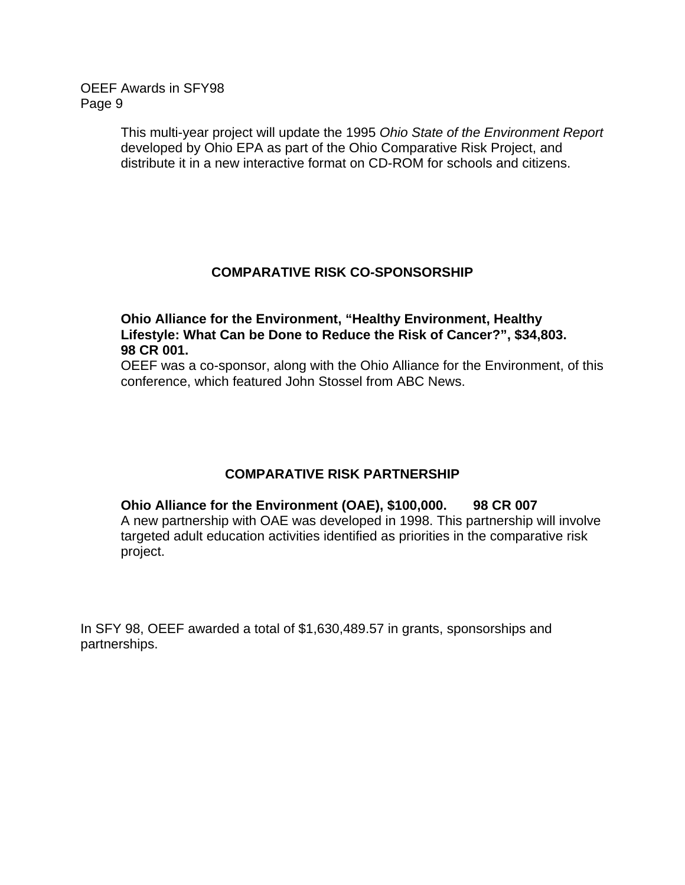This multi-year project will update the 1995 *Ohio State of the Environment Report* developed by Ohio EPA as part of the Ohio Comparative Risk Project, and distribute it in a new interactive format on CD-ROM for schools and citizens.

## COMPARATIVE RISK CO-SPONSORSHIP

**Ohio Alliance for the Environment, "Healthy Environment, Healthy Lifestyle: What Can be Done to Reduce the Risk of Cancer?", $34,803. 98 CR 001.**
OEEF was a co-sponsor, along with the Ohio Alliance for the Environment, of this conference, which featured John Stossel from ABC News.

## COMPARATIVE RISK PARTNERSHIP

**Ohio Alliance for the Environment (OAE), $100,000. 98 CR 007**
A new partnership with OAE was developed in 1998. This partnership will involve targeted adult education activities identified as priorities in the comparative risk project.

In SFY 98, OEEF awarded a total of $1,630,489.57 in grants, sponsorships and partnerships.